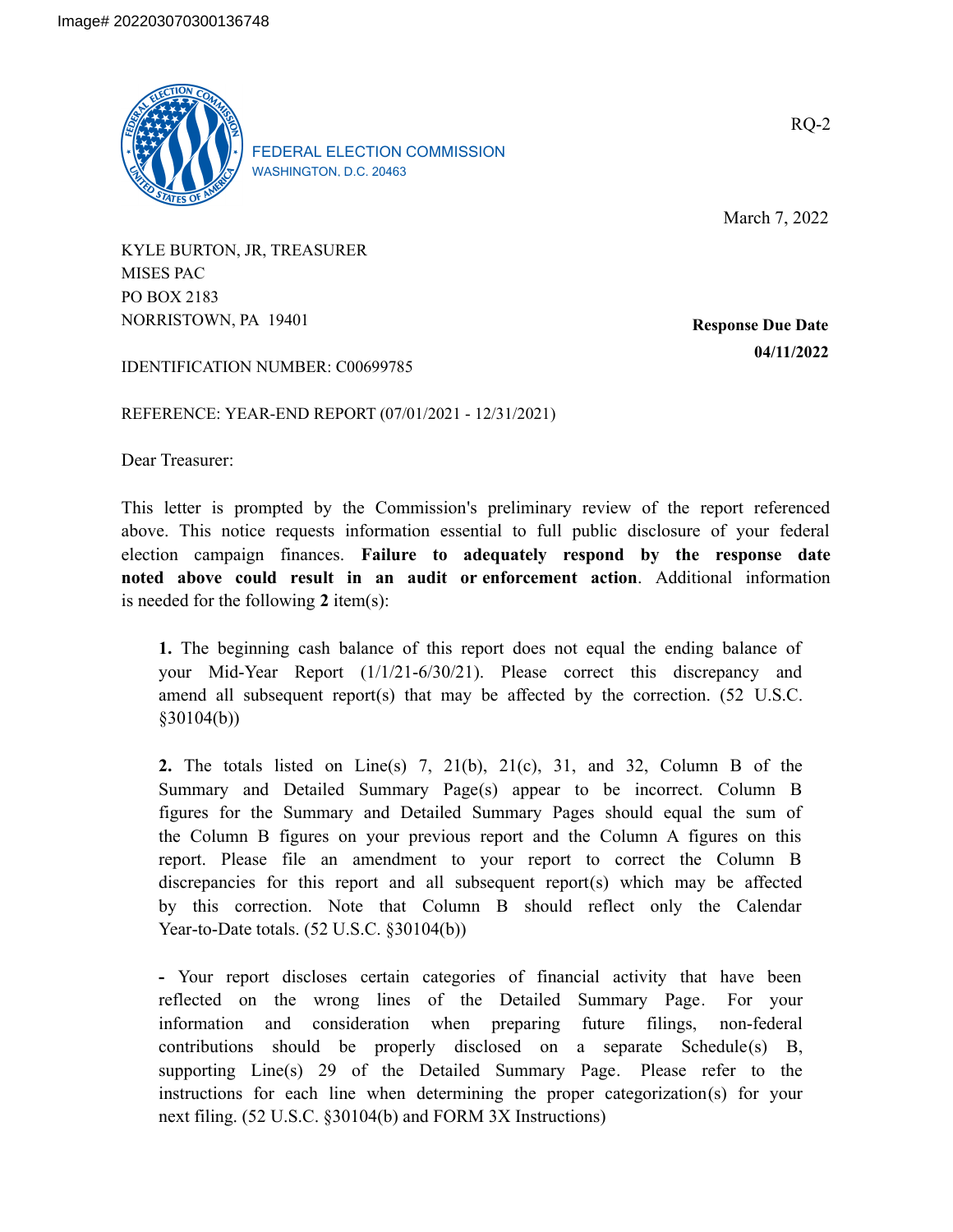Image# 202203070300136748

FEDERAL ELECTION COMMISSION
WASHINGTON, D.C. 20463

RQ-2

March 7, 2022

KYLE BURTON, JR, TREASURER
MISES PAC
PO BOX 2183
NORRISTOWN, PA 19401

**Response Due Date**
**04/11/2022**

IDENTIFICATION NUMBER: C00699785

REFERENCE: YEAR-END REPORT (07/01/2021 - 12/31/2021)

Dear Treasurer:

This letter is prompted by the Commission's preliminary review of the report referenced above. This notice requests information essential to full public disclosure of your federal election campaign finances. **Failure to adequately respond by the response date noted above could result in an audit or enforcement action**. Additional information is needed for the following **2** item(s):

**1.** The beginning cash balance of this report does not equal the ending balance of your Mid-Year Report (1/1/21-6/30/21). Please correct this discrepancy and amend all subsequent report(s) that may be affected by the correction. (52 U.S.C. §30104(b))

**2.** The totals listed on Line(s) 7, 21(b), 21(c), 31, and 32, Column B of the Summary and Detailed Summary Page(s) appear to be incorrect. Column B figures for the Summary and Detailed Summary Pages should equal the sum of the Column B figures on your previous report and the Column A figures on this report. Please file an amendment to your report to correct the Column B discrepancies for this report and all subsequent report(s) which may be affected by this correction. Note that Column B should reflect only the Calendar Year-to-Date totals. (52 U.S.C. §30104(b))

**-** Your report discloses certain categories of financial activity that have been reflected on the wrong lines of the Detailed Summary Page. For your information and consideration when preparing future filings, non-federal contributions should be properly disclosed on a separate Schedule(s) B, supporting Line(s) 29 of the Detailed Summary Page. Please refer to the instructions for each line when determining the proper categorization(s) for your next filing. (52 U.S.C. §30104(b) and FORM 3X Instructions)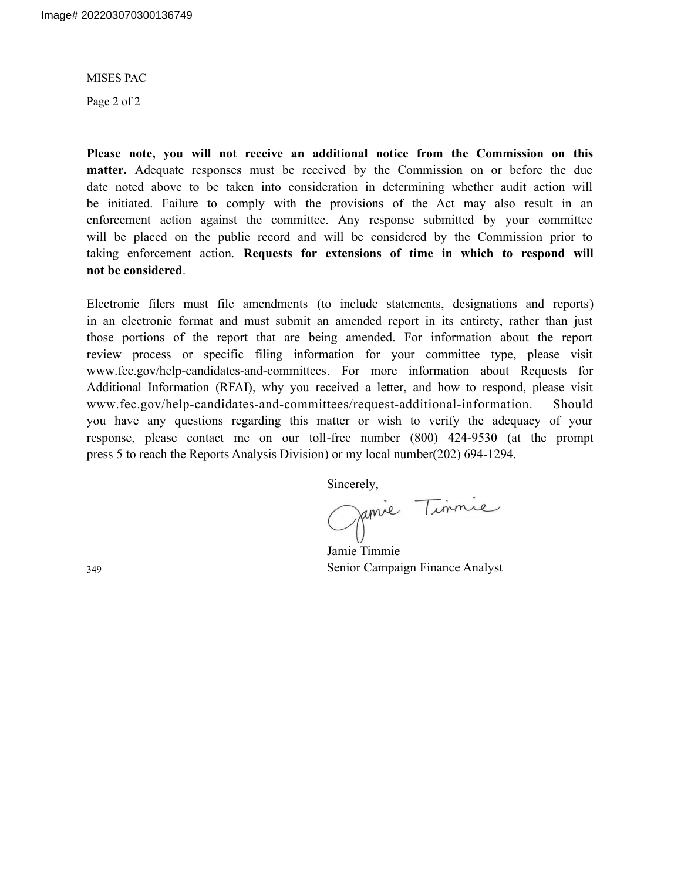**Please note, you will not receive an additional notice from the Commission on this matter.** Adequate responses must be received by the Commission on or before the due date noted above to be taken into consideration in determining whether audit action will be initiated. Failure to comply with the provisions of the Act may also result in an enforcement action against the committee. Any response submitted by your committee will be placed on the public record and will be considered by the Commission prior to taking enforcement action. **Requests for extensions of time in which to respond will not be considered**.

Electronic filers must file amendments (to include statements, designations and reports) in an electronic format and must submit an amended report in its entirety, rather than just those portions of the report that are being amended. For information about the report review process or specific filing information for your committee type, please visit www.fec.gov/help-candidates-and-committees. For more information about Requests for Additional Information (RFAI), why you received a letter, and how to respond, please visit www.fec.gov/help-candidates-and-committees/request-additional-information. Should you have any questions regarding this matter or wish to verify the adequacy of your response, please contact me on our toll-free number (800) 424-9530 (at the prompt press 5 to reach the Reports Analysis Division) or my local number(202) 694-1294.

Sincerely,

Jamie Timmie

Jamie Timmie
Senior Campaign Finance Analyst

349